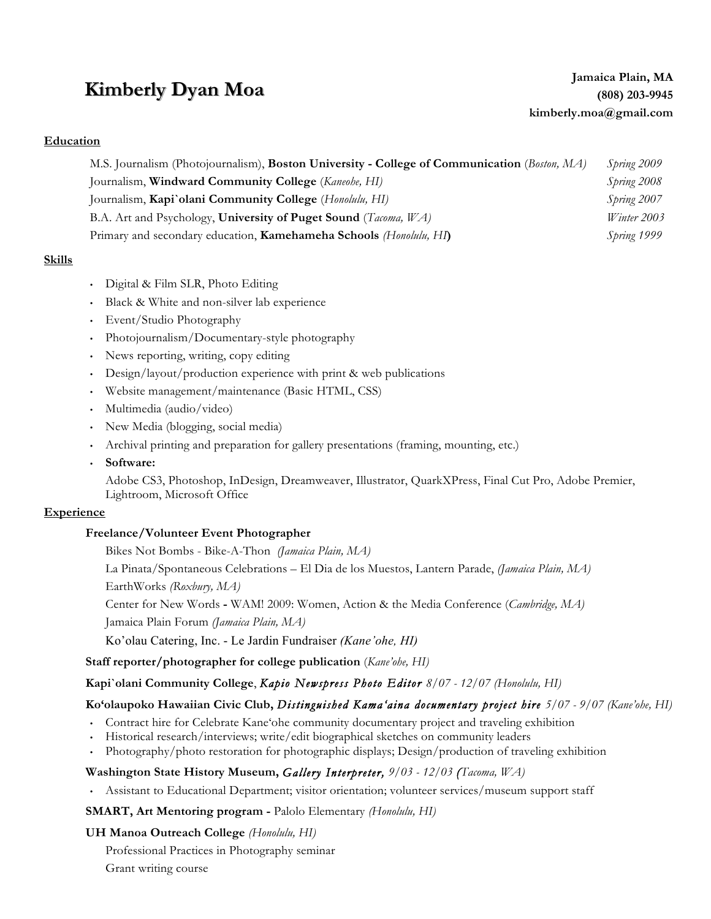# Kimberly Dyan Moa

**Jamaica Plain, MA**
**(808) 203-9945**
**kimberly.moa@gmail.com**

## Education

- M.S. Journalism (Photojournalism), **Boston University - College of Communication** (*Boston, MA*) — *Spring 2009*
- Journalism, **Windward Community College** (*Kaneohe, HI*) — *Spring 2008*
- Journalism, **Kapi`olani Community College** (*Honolulu, HI*) — *Spring 2007*
- B.A. Art and Psychology, **University of Puget Sound** (*Tacoma, WA*) — *Winter 2003*
- Primary and secondary education, **Kamehameha Schools** *(Honolulu, HI***)** — *Spring 1999*

## Skills

- Digital & Film SLR, Photo Editing
- Black & White and non-silver lab experience
- Event/Studio Photography
- Photojournalism/Documentary-style photography
- News reporting, writing, copy editing
- Design/layout/production experience with print & web publications
- Website management/maintenance (Basic HTML, CSS)
- Multimedia (audio/video)
- New Media (blogging, social media)
- Archival printing and preparation for gallery presentations (framing, mounting, etc.)
- **Software:**
  Adobe CS3, Photoshop, InDesign, Dreamweaver, Illustrator, QuarkXPress, Final Cut Pro, Adobe Premier, Lightroom, Microsoft Office

## Experience

**Freelance/Volunteer Event Photographer**

Bikes Not Bombs - Bike-A-Thon *(Jamaica Plain, MA)*
La Pinata/Spontaneous Celebrations – El Dia de los Muestos, Lantern Parade, *(Jamaica Plain, MA)*
EarthWorks *(Roxbury, MA)*
Center for New Words **-** WAM! 2009: Women, Action & the Media Conference (*Cambridge, MA*)
Jamaica Plain Forum *(Jamaica Plain, MA)*
Ko'olau Catering, Inc. - Le Jardin Fundraiser *(Kane'ohe, HI)*

**Staff reporter/photographer for college publication** (*Kane'ohe, HI)*

**Kapi`olani Community College**, *Kapio Newspress Photo Editor 8/07 - 12/07 (Honolulu, HI)*

**Ko'olaupoko Hawaiian Civic Club,** *Distinguished Kama'aina documentary project hire 5/07 - 9/07 (Kane'ohe, HI)*

- Contract hire for Celebrate Kane'ohe community documentary project and traveling exhibition
- Historical research/interviews; write/edit biographical sketches on community leaders
- Photography/photo restoration for photographic displays; Design/production of traveling exhibition

**Washington State History Museum,** *Gallery Interpreter, 9/03 - 12/03 (Tacoma, WA)*

- Assistant to Educational Department; visitor orientation; volunteer services/museum support staff

**SMART, Art Mentoring program -** Palolo Elementary *(Honolulu, HI)*

**UH Manoa Outreach College** *(Honolulu, HI)*

Professional Practices in Photography seminar
Grant writing course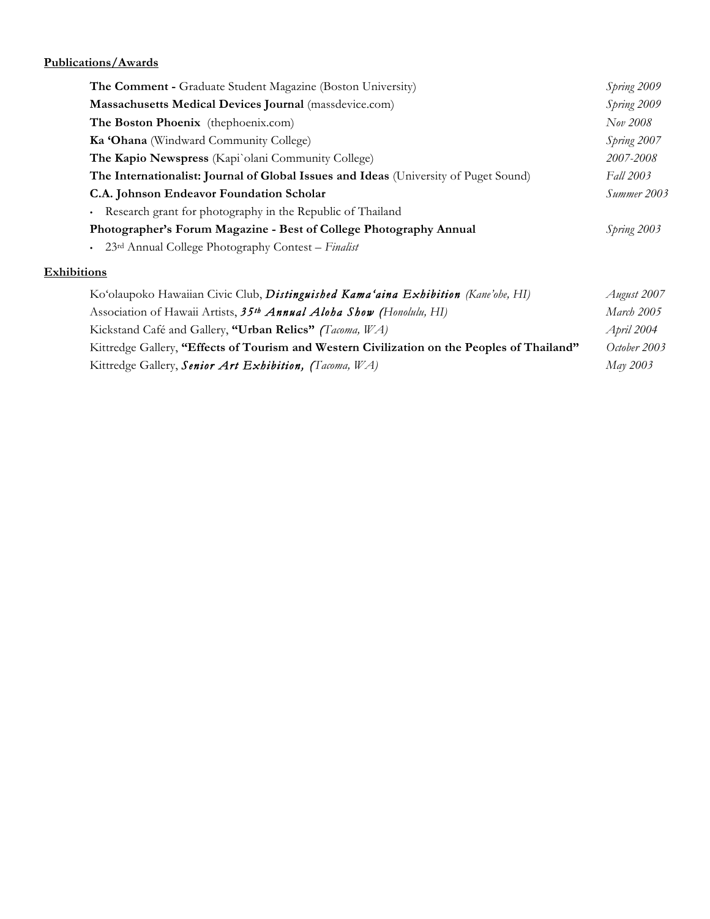**Publications/Awards**

**The Comment -** Graduate Student Magazine (Boston University) *Spring 2009*

**Massachusetts Medical Devices Journal** (massdevice.com) *Spring 2009*

**The Boston Phoenix** (thephoenix.com) *Nov 2008*

**Ka 'Ohana** (Windward Community College) *Spring 2007*

**The Kapio Newspress** (Kapi`olani Community College) *2007-2008*

**The Internationalist: Journal of Global Issues and Ideas** (University of Puget Sound) *Fall 2003*

**C.A. Johnson Endeavor Foundation Scholar** *Summer 2003*

- Research grant for photography in the Republic of Thailand

**Photographer's Forum Magazine - Best of College Photography Annual** *Spring 2003*

- 23rd Annual College Photography Contest – *Finalist*

**Exhibitions**

Ko'olaupoko Hawaiian Civic Club, ***Distinguished Kama'aina Exhibition*** *(Kane'ohe, HI)* *August 2007*

Association of Hawaii Artists, ***35th Annual Aloha Show*** *(Honolulu, HI)* *March 2005*

Kickstand Café and Gallery, **"Urban Relics"** *(Tacoma, WA)* *April 2004*

Kittredge Gallery, **"Effects of Tourism and Western Civilization on the Peoples of Thailand"** *October 2003*

Kittredge Gallery, ***Senior Art Exhibition,*** *(Tacoma, WA)* *May 2003*